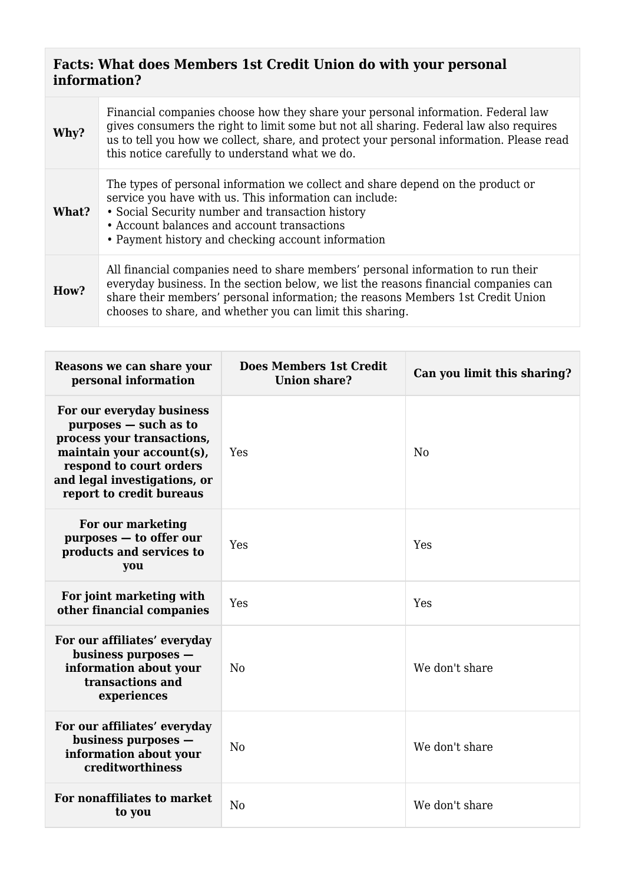| **Facts: What does Members 1st Credit Union do with your personal information?** | |
|---|---|
| **Why?** | Financial companies choose how they share your personal information. Federal law gives consumers the right to limit some but not all sharing. Federal law also requires us to tell you how we collect, share, and protect your personal information. Please read this notice carefully to understand what we do. |
| **What?** | The types of personal information we collect and share depend on the product or service you have with us. This information can include:<br>• Social Security number and transaction history<br>• Account balances and account transactions<br>• Payment history and checking account information |
| **How?** | All financial companies need to share members' personal information to run their everyday business. In the section below, we list the reasons financial companies can share their members' personal information; the reasons Members 1st Credit Union chooses to share, and whether you can limit this sharing. |

| Reasons we can share your personal information | Does Members 1st Credit Union share? | Can you limit this sharing? |
|---|---|---|
| **For our everyday business purposes — such as to process your transactions, maintain your account(s), respond to court orders and legal investigations, or report to credit bureaus** | Yes | No |
| **For our marketing purposes — to offer our products and services to you** | Yes | Yes |
| **For joint marketing with other financial companies** | Yes | Yes |
| **For our affiliates' everyday business purposes — information about your transactions and experiences** | No | We don't share |
| **For our affiliates' everyday business purposes — information about your creditworthiness** | No | We don't share |
| **For nonaffiliates to market to you** | No | We don't share |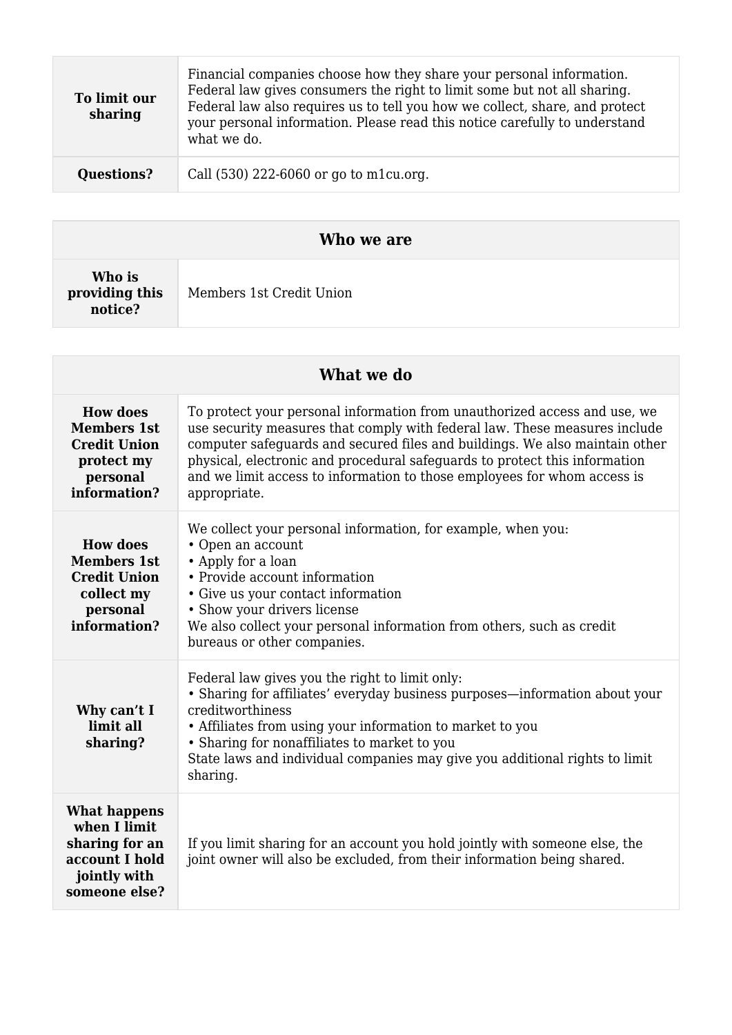| | |
|---|---|
| **To limit our sharing** | Financial companies choose how they share your personal information. Federal law gives consumers the right to limit some but not all sharing. Federal law also requires us to tell you how we collect, share, and protect your personal information. Please read this notice carefully to understand what we do. |
| **Questions?** | Call (530) 222-6060 or go to m1cu.org. |

| **Who we are** | |
|---|---|
| **Who is providing this notice?** | Members 1st Credit Union |

| **What we do** | |
|---|---|
| **How does Members 1st Credit Union protect my personal information?** | To protect your personal information from unauthorized access and use, we use security measures that comply with federal law. These measures include computer safeguards and secured files and buildings. We also maintain other physical, electronic and procedural safeguards to protect this information and we limit access to information to those employees for whom access is appropriate. |
| **How does Members 1st Credit Union collect my personal information?** | We collect your personal information, for example, when you:<br>• Open an account<br>• Apply for a loan<br>• Provide account information<br>• Give us your contact information<br>• Show your drivers license<br>We also collect your personal information from others, such as credit bureaus or other companies. |
| **Why can't I limit all sharing?** | Federal law gives you the right to limit only:<br>• Sharing for affiliates' everyday business purposes—information about your creditworthiness<br>• Affiliates from using your information to market to you<br>• Sharing for nonaffiliates to market to you<br>State laws and individual companies may give you additional rights to limit sharing. |
| **What happens when I limit sharing for an account I hold jointly with someone else?** | If you limit sharing for an account you hold jointly with someone else, the joint owner will also be excluded, from their information being shared. |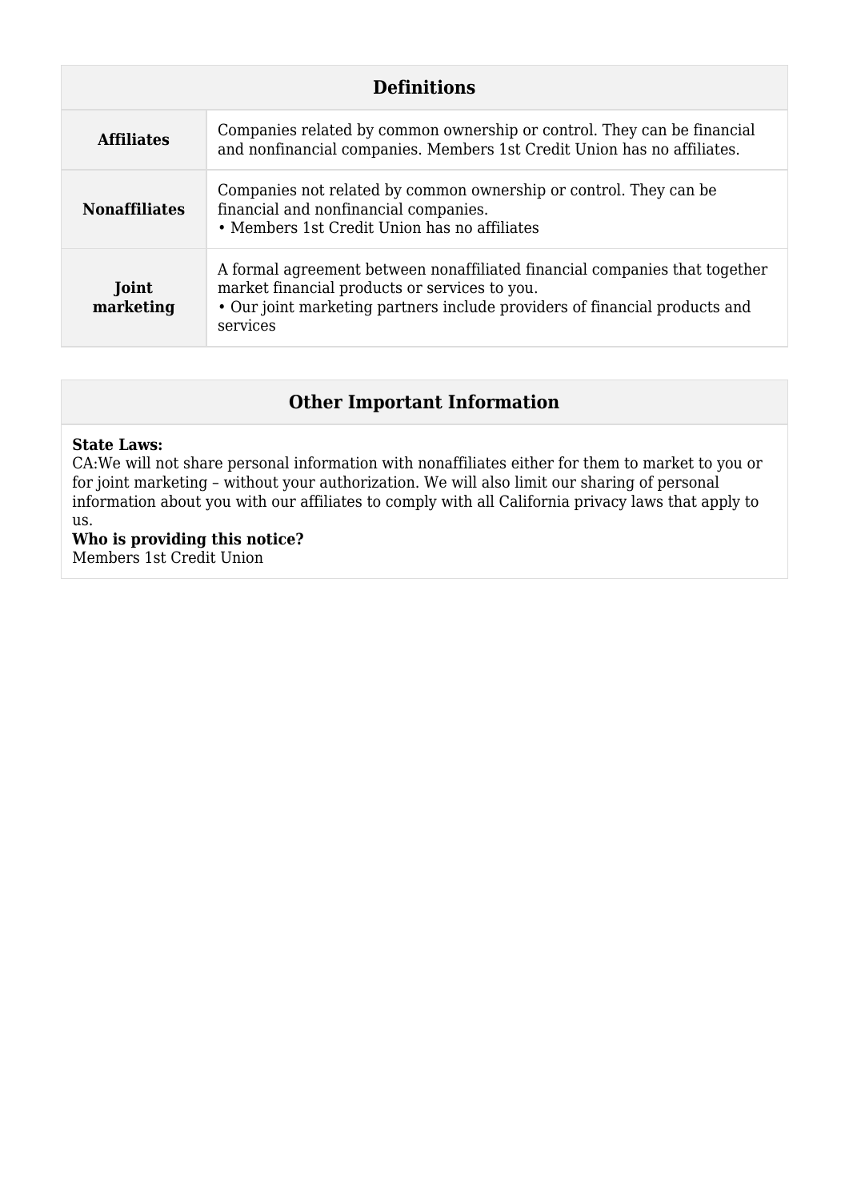| Definitions | |
| --- | --- |
| **Affiliates** | Companies related by common ownership or control. They can be financial and nonfinancial companies. Members 1st Credit Union has no affiliates. |
| **Nonaffiliates** | Companies not related by common ownership or control. They can be financial and nonfinancial companies.<br>• Members 1st Credit Union has no affiliates |
| **Joint marketing** | A formal agreement between nonaffiliated financial companies that together market financial products or services to you.<br>• Our joint marketing partners include providers of financial products and services |

## Other Important Information

**State Laws:**
CA:We will not share personal information with nonaffiliates either for them to market to you or for joint marketing – without your authorization. We will also limit our sharing of personal information about you with our affiliates to comply with all California privacy laws that apply to us.

**Who is providing this notice?**
Members 1st Credit Union